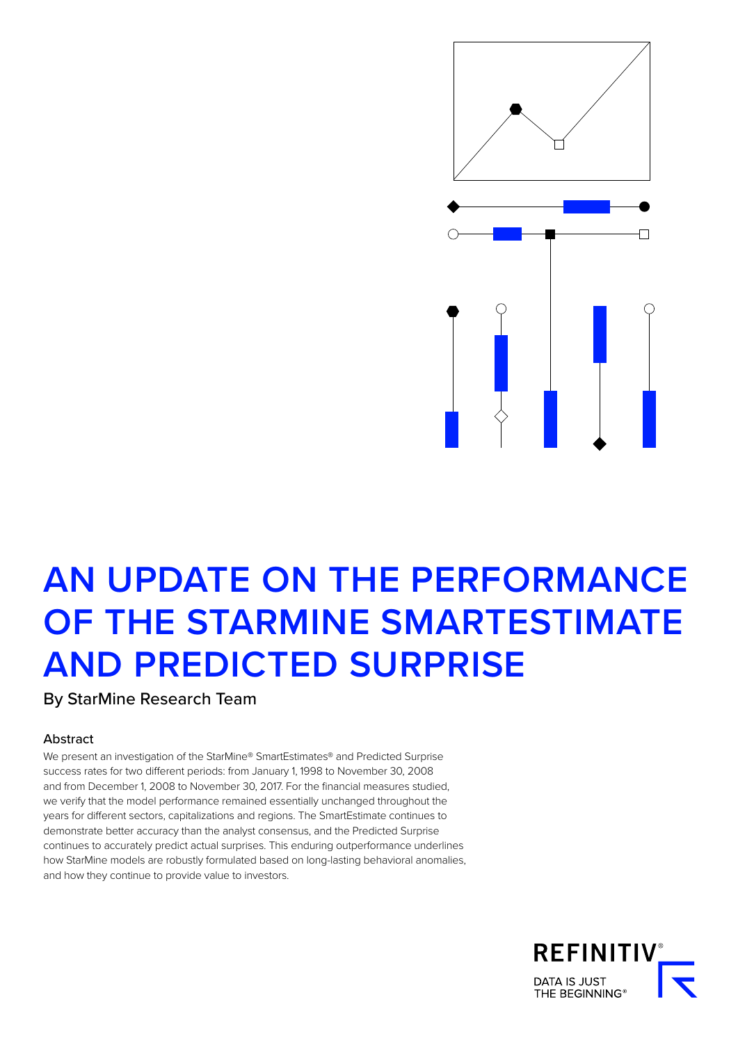# AN UPDATE ON THE PERFORMANCE OF THE STARMINE SMARTESTIMATE AND PREDICTED SURPRISE

By StarMine Research Team

## Abstract

We present an investigation of the StarMine® SmartEstimates® and Predicted Surprise success rates for two different periods: from January 1, 1998 to November 30, 2008 and from December 1, 2008 to November 30, 2017. For the financial measures studied, we verify that the model performance remained essentially unchanged throughout the years for different sectors, capitalizations and regions. The SmartEstimate continues to demonstrate better accuracy than the analyst consensus, and the Predicted Surprise continues to accurately predict actual surprises. This enduring outperformance underlines how StarMine models are robustly formulated based on long-lasting behavioral anomalies, and how they continue to provide value to investors.

REFINITIV®

DATA IS JUST THE BEGINNING®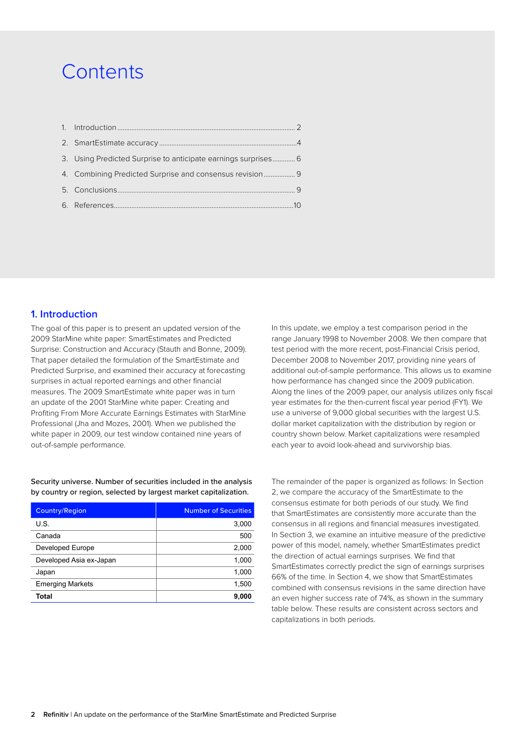# Contents

1. Introduction ........ 2
2. SmartEstimate accuracy ........ 4
3. Using Predicted Surprise to anticipate earnings surprises ........ 6
4. Combining Predicted Surprise and consensus revision ........ 9
5. Conclusions ........ 9
6. References ........ 10

## 1. Introduction

The goal of this paper is to present an updated version of the 2009 StarMine white paper: SmartEstimates and Predicted Surprise: Construction and Accuracy (Stauth and Bonne, 2009). That paper detailed the formulation of the SmartEstimate and Predicted Surprise, and examined their accuracy at forecasting surprises in actual reported earnings and other financial measures. The 2009 SmartEstimate white paper was in turn an update of the 2001 StarMine white paper: Creating and Profiting From More Accurate Earnings Estimates with StarMine Professional (Jha and Mozes, 2001). When we published the white paper in 2009, our test window contained nine years of out-of-sample performance.

In this update, we employ a test comparison period in the range January 1998 to November 2008. We then compare that test period with the more recent, post-Financial Crisis period, December 2008 to November 2017, providing nine years of additional out-of-sample performance. This allows us to examine how performance has changed since the 2009 publication. Along the lines of the 2009 paper, our analysis utilizes only fiscal year estimates for the then-current fiscal year period (FY1). We use a universe of 9,000 global securities with the largest U.S. dollar market capitalization with the distribution by region or country shown below. Market capitalizations were resampled each year to avoid look-ahead and survivorship bias.

Security universe. Number of securities included in the analysis by country or region, selected by largest market capitalization.

| Country/Region | Number of Securities |
|---|---|
| U.S. | 3,000 |
| Canada | 500 |
| Developed Europe | 2,000 |
| Developed Asia ex-Japan | 1,000 |
| Japan | 1,000 |
| Emerging Markets | 1,500 |
| **Total** | **9,000** |

The remainder of the paper is organized as follows: In Section 2, we compare the accuracy of the SmartEstimate to the consensus estimate for both periods of our study. We find that SmartEstimates are consistently more accurate than the consensus in all regions and financial measures investigated. In Section 3, we examine an intuitive measure of the predictive power of this model, namely, whether SmartEstimates predict the direction of actual earnings surprises. We find that SmartEstimates correctly predict the sign of earnings surprises 66% of the time. In Section 4, we show that SmartEstimates combined with consensus revisions in the same direction have an even higher success rate of 74%, as shown in the summary table below. These results are consistent across sectors and capitalizations in both periods.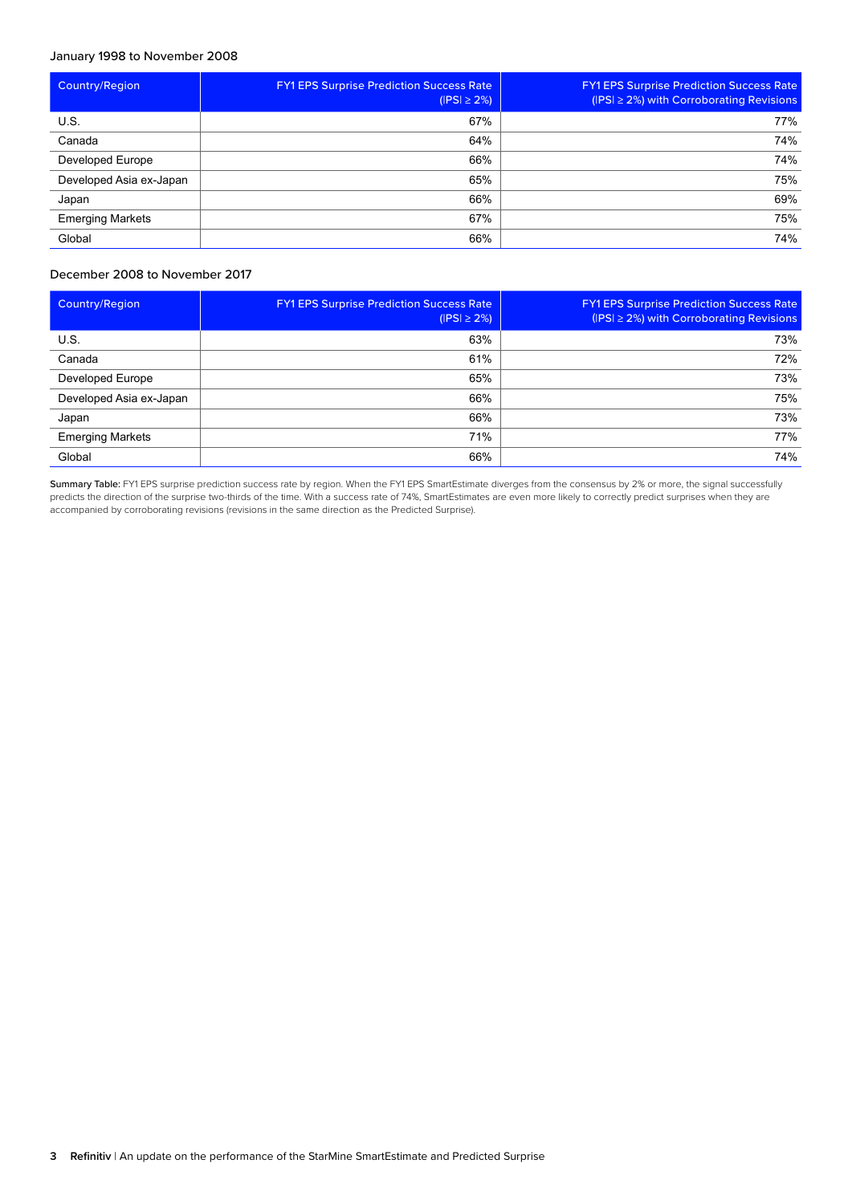January 1998 to November 2008

| Country/Region | FY1 EPS Surprise Prediction Success Rate (\|PS\| ≥ 2%) | FY1 EPS Surprise Prediction Success Rate (\|PS\| ≥ 2%) with Corroborating Revisions |
|---|---:|---:|
| U.S. | 67% | 77% |
| Canada | 64% | 74% |
| Developed Europe | 66% | 74% |
| Developed Asia ex-Japan | 65% | 75% |
| Japan | 66% | 69% |
| Emerging Markets | 67% | 75% |
| Global | 66% | 74% |

December 2008 to November 2017

| Country/Region | FY1 EPS Surprise Prediction Success Rate (\|PS\| ≥ 2%) | FY1 EPS Surprise Prediction Success Rate (\|PS\| ≥ 2%) with Corroborating Revisions |
|---|---:|---:|
| U.S. | 63% | 73% |
| Canada | 61% | 72% |
| Developed Europe | 65% | 73% |
| Developed Asia ex-Japan | 66% | 75% |
| Japan | 66% | 73% |
| Emerging Markets | 71% | 77% |
| Global | 66% | 74% |

Summary Table: FY1 EPS surprise prediction success rate by region. When the FY1 EPS SmartEstimate diverges from the consensus by 2% or more, the signal successfully predicts the direction of the surprise two-thirds of the time. With a success rate of 74%, SmartEstimates are even more likely to correctly predict surprises when they are accompanied by corroborating revisions (revisions in the same direction as the Predicted Surprise).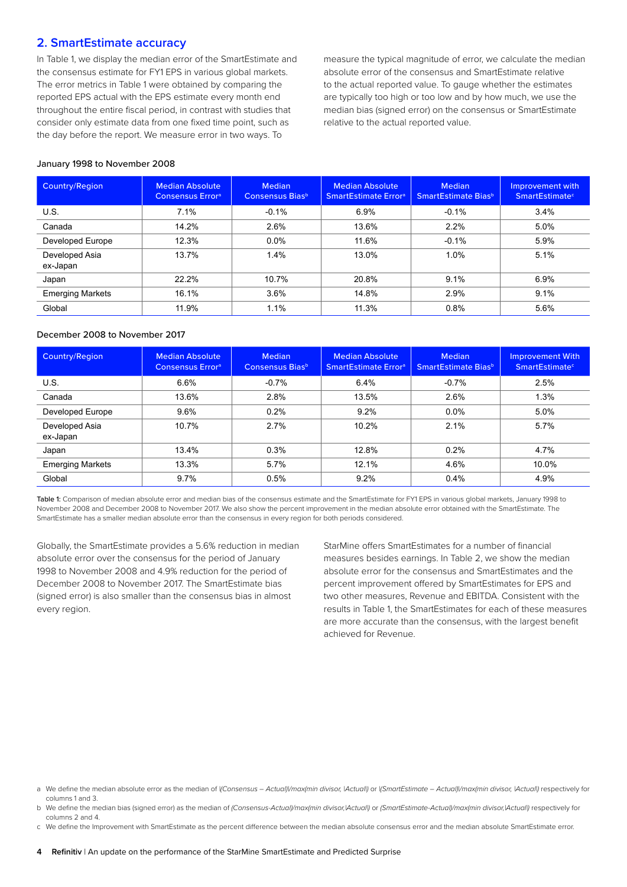## 2. SmartEstimate accuracy

In Table 1, we display the median error of the SmartEstimate and the consensus estimate for FY1 EPS in various global markets. The error metrics in Table 1 were obtained by comparing the reported EPS actual with the EPS estimate every month end throughout the entire fiscal period, in contrast with studies that consider only estimate data from one fixed time point, such as the day before the report. We measure error in two ways. To measure the typical magnitude of error, we calculate the median absolute error of the consensus and SmartEstimate relative to the actual reported value. To gauge whether the estimates are typically too high or too low and by how much, we use the median bias (signed error) on the consensus or SmartEstimate relative to the actual reported value.

January 1998 to November 2008

| Country/Region | Median Absolute Consensus Error[a] | Median Consensus Bias[b] | Median Absolute SmartEstimate Error[a] | Median SmartEstimate Bias[b] | Improvement with SmartEstimate[c] |
|---|---|---|---|---|---|
| U.S. | 7.1% | -0.1% | 6.9% | -0.1% | 3.4% |
| Canada | 14.2% | 2.6% | 13.6% | 2.2% | 5.0% |
| Developed Europe | 12.3% | 0.0% | 11.6% | -0.1% | 5.9% |
| Developed Asia ex-Japan | 13.7% | 1.4% | 13.0% | 1.0% | 5.1% |
| Japan | 22.2% | 10.7% | 20.8% | 9.1% | 6.9% |
| Emerging Markets | 16.1% | 3.6% | 14.8% | 2.9% | 9.1% |
| Global | 11.9% | 1.1% | 11.3% | 0.8% | 5.6% |

December 2008 to November 2017

| Country/Region | Median Absolute Consensus Error[a] | Median Consensus Bias[b] | Median Absolute SmartEstimate Error[a] | Median SmartEstimate Bias[b] | Improvement With SmartEstimate[c] |
|---|---|---|---|---|---|
| U.S. | 6.6% | -0.7% | 6.4% | -0.7% | 2.5% |
| Canada | 13.6% | 2.8% | 13.5% | 2.6% | 1.3% |
| Developed Europe | 9.6% | 0.2% | 9.2% | 0.0% | 5.0% |
| Developed Asia ex-Japan | 10.7% | 2.7% | 10.2% | 2.1% | 5.7% |
| Japan | 13.4% | 0.3% | 12.8% | 0.2% | 4.7% |
| Emerging Markets | 13.3% | 5.7% | 12.1% | 4.6% | 10.0% |
| Global | 9.7% | 0.5% | 9.2% | 0.4% | 4.9% |

**Table 1:** Comparison of median absolute error and median bias of the consensus estimate and the SmartEstimate for FY1 EPS in various global markets, January 1998 to November 2008 and December 2008 to November 2017. We also show the percent improvement in the median absolute error obtained with the SmartEstimate. The SmartEstimate has a smaller median absolute error than the consensus in every region for both periods considered.

Globally, the SmartEstimate provides a 5.6% reduction in median absolute error over the consensus for the period of January 1998 to November 2008 and 4.9% reduction for the period of December 2008 to November 2017. The SmartEstimate bias (signed error) is also smaller than the consensus bias in almost every region.

StarMine offers SmartEstimates for a number of financial measures besides earnings. In Table 2, we show the median absolute error for the consensus and SmartEstimates and the percent improvement offered by SmartEstimates for EPS and two other measures, Revenue and EBITDA. Consistent with the results in Table 1, the SmartEstimates for each of these measures are more accurate than the consensus, with the largest benefit achieved for Revenue.

a We define the median absolute error as the median of *|(Consensus – Actual)|/max(min divisor, |Actual|)* or *|(SmartEstimate – Actual)|/max(min divisor, |Actual|)* respectively for columns 1 and 3.

b We define the median bias (signed error) as the median of *(Consensus-Actual)/max(min divisor,|Actual|)* or *(SmartEstimate-Actual)/max(min divisor,|Actual|)* respectively for columns 2 and 4.

c We define the Improvement with SmartEstimate as the percent difference between the median absolute consensus error and the median absolute SmartEstimate error.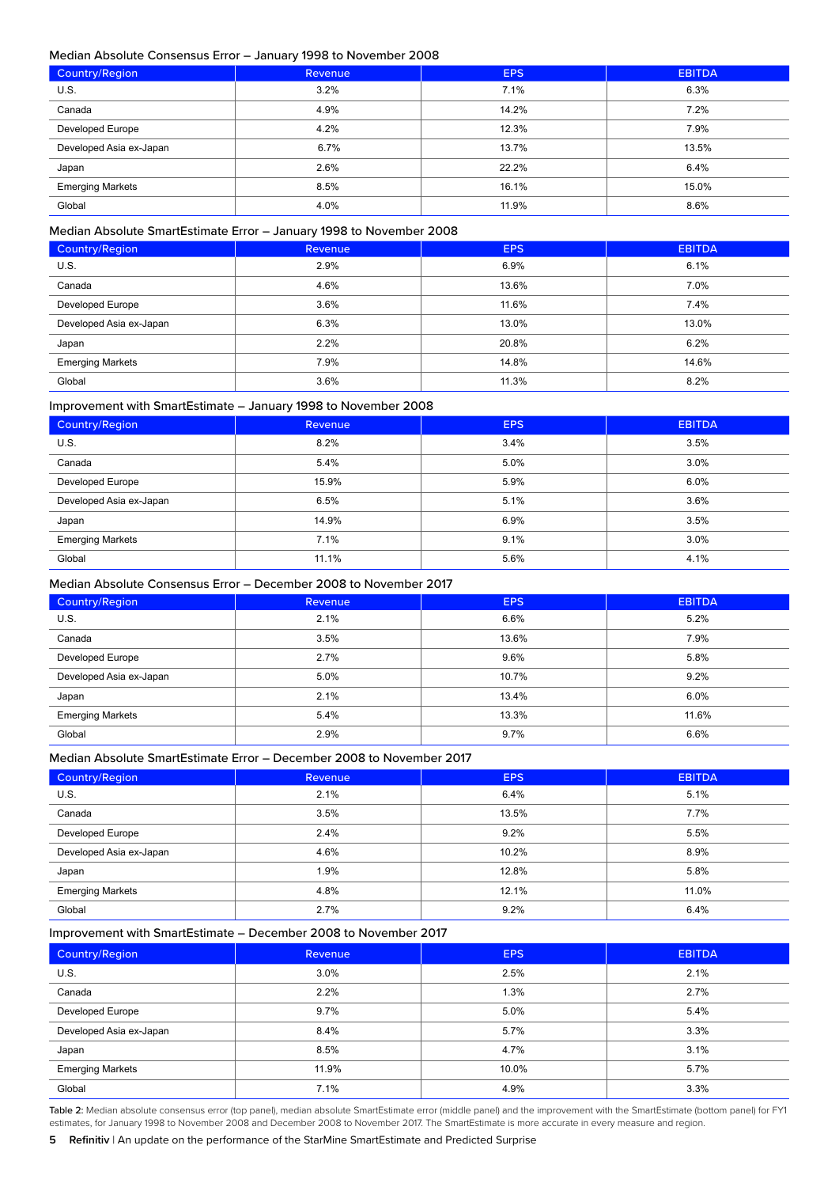Median Absolute Consensus Error – January 1998 to November 2008

| Country/Region | Revenue | EPS | EBITDA |
|---|---|---|---|
| U.S. | 3.2% | 7.1% | 6.3% |
| Canada | 4.9% | 14.2% | 7.2% |
| Developed Europe | 4.2% | 12.3% | 7.9% |
| Developed Asia ex-Japan | 6.7% | 13.7% | 13.5% |
| Japan | 2.6% | 22.2% | 6.4% |
| Emerging Markets | 8.5% | 16.1% | 15.0% |
| Global | 4.0% | 11.9% | 8.6% |

Median Absolute SmartEstimate Error – January 1998 to November 2008

| Country/Region | Revenue | EPS | EBITDA |
|---|---|---|---|
| U.S. | 2.9% | 6.9% | 6.1% |
| Canada | 4.6% | 13.6% | 7.0% |
| Developed Europe | 3.6% | 11.6% | 7.4% |
| Developed Asia ex-Japan | 6.3% | 13.0% | 13.0% |
| Japan | 2.2% | 20.8% | 6.2% |
| Emerging Markets | 7.9% | 14.8% | 14.6% |
| Global | 3.6% | 11.3% | 8.2% |

Improvement with SmartEstimate – January 1998 to November 2008

| Country/Region | Revenue | EPS | EBITDA |
|---|---|---|---|
| U.S. | 8.2% | 3.4% | 3.5% |
| Canada | 5.4% | 5.0% | 3.0% |
| Developed Europe | 15.9% | 5.9% | 6.0% |
| Developed Asia ex-Japan | 6.5% | 5.1% | 3.6% |
| Japan | 14.9% | 6.9% | 3.5% |
| Emerging Markets | 7.1% | 9.1% | 3.0% |
| Global | 11.1% | 5.6% | 4.1% |

Median Absolute Consensus Error – December 2008 to November 2017

| Country/Region | Revenue | EPS | EBITDA |
|---|---|---|---|
| U.S. | 2.1% | 6.6% | 5.2% |
| Canada | 3.5% | 13.6% | 7.9% |
| Developed Europe | 2.7% | 9.6% | 5.8% |
| Developed Asia ex-Japan | 5.0% | 10.7% | 9.2% |
| Japan | 2.1% | 13.4% | 6.0% |
| Emerging Markets | 5.4% | 13.3% | 11.6% |
| Global | 2.9% | 9.7% | 6.6% |

Median Absolute SmartEstimate Error – December 2008 to November 2017

| Country/Region | Revenue | EPS | EBITDA |
|---|---|---|---|
| U.S. | 2.1% | 6.4% | 5.1% |
| Canada | 3.5% | 13.5% | 7.7% |
| Developed Europe | 2.4% | 9.2% | 5.5% |
| Developed Asia ex-Japan | 4.6% | 10.2% | 8.9% |
| Japan | 1.9% | 12.8% | 5.8% |
| Emerging Markets | 4.8% | 12.1% | 11.0% |
| Global | 2.7% | 9.2% | 6.4% |

Improvement with SmartEstimate – December 2008 to November 2017

| Country/Region | Revenue | EPS | EBITDA |
|---|---|---|---|
| U.S. | 3.0% | 2.5% | 2.1% |
| Canada | 2.2% | 1.3% | 2.7% |
| Developed Europe | 9.7% | 5.0% | 5.4% |
| Developed Asia ex-Japan | 8.4% | 5.7% | 3.3% |
| Japan | 8.5% | 4.7% | 3.1% |
| Emerging Markets | 11.9% | 10.0% | 5.7% |
| Global | 7.1% | 4.9% | 3.3% |

Table 2: Median absolute consensus error (top panel), median absolute SmartEstimate error (middle panel) and the improvement with the SmartEstimate (bottom panel) for FY1 estimates, for January 1998 to November 2008 and December 2008 to November 2017. The SmartEstimate is more accurate in every measure and region.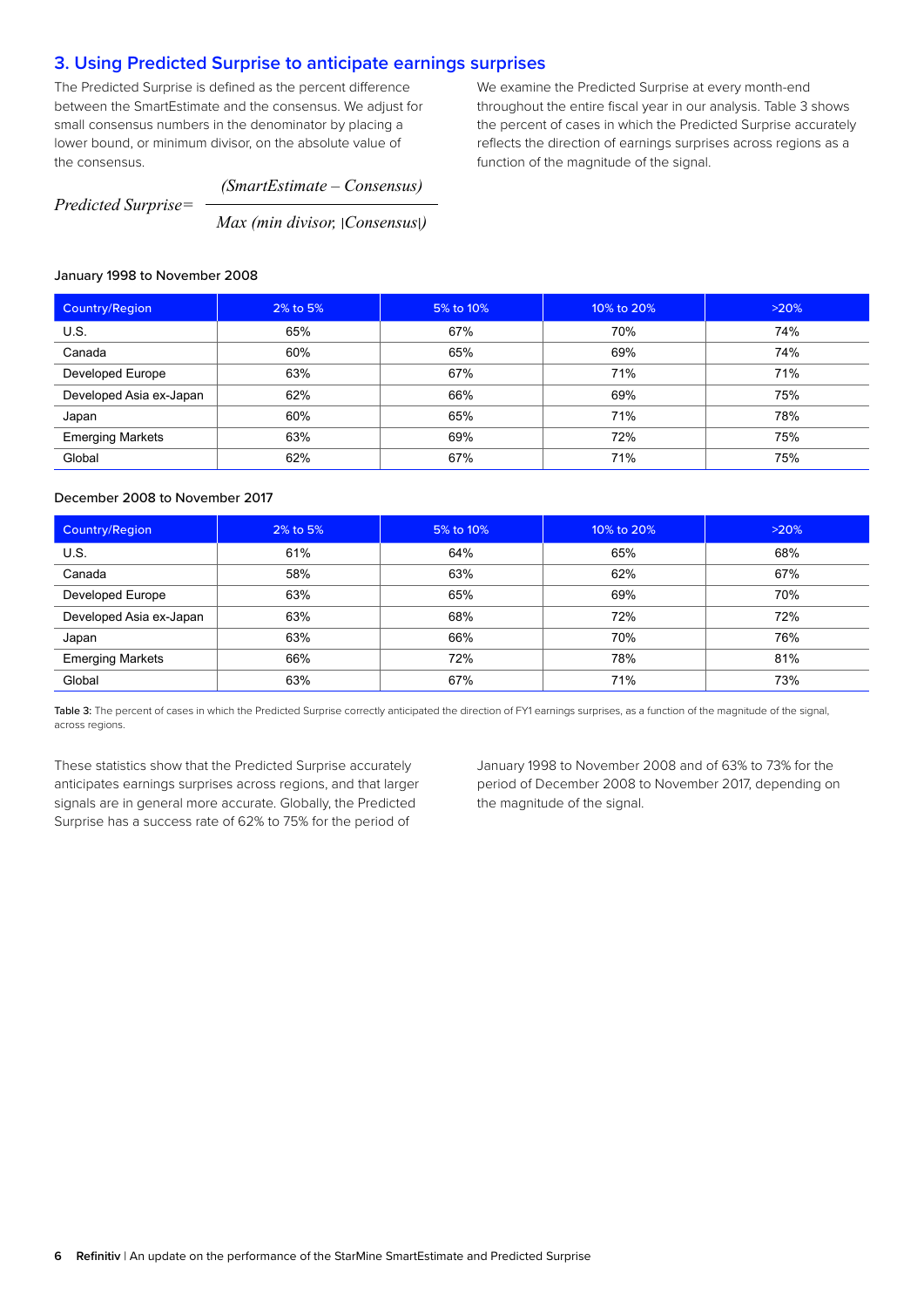## 3. Using Predicted Surprise to anticipate earnings surprises

The Predicted Surprise is defined as the percent difference between the SmartEstimate and the consensus. We adjust for small consensus numbers in the denominator by placing a lower bound, or minimum divisor, on the absolute value of the consensus.

$$\text{Predicted Surprise} = \frac{(\text{SmartEstimate} - \text{Consensus})}{\text{Max}\ (\text{min divisor},\ |\text{Consensus}|)}$$

We examine the Predicted Surprise at every month-end throughout the entire fiscal year in our analysis. Table 3 shows the percent of cases in which the Predicted Surprise accurately reflects the direction of earnings surprises across regions as a function of the magnitude of the signal.

**January 1998 to November 2008**

| Country/Region | 2% to 5% | 5% to 10% | 10% to 20% | >20% |
|---|---|---|---|---|
| U.S. | 65% | 67% | 70% | 74% |
| Canada | 60% | 65% | 69% | 74% |
| Developed Europe | 63% | 67% | 71% | 71% |
| Developed Asia ex-Japan | 62% | 66% | 69% | 75% |
| Japan | 60% | 65% | 71% | 78% |
| Emerging Markets | 63% | 69% | 72% | 75% |
| Global | 62% | 67% | 71% | 75% |

**December 2008 to November 2017**

| Country/Region | 2% to 5% | 5% to 10% | 10% to 20% | >20% |
|---|---|---|---|---|
| U.S. | 61% | 64% | 65% | 68% |
| Canada | 58% | 63% | 62% | 67% |
| Developed Europe | 63% | 65% | 69% | 70% |
| Developed Asia ex-Japan | 63% | 68% | 72% | 72% |
| Japan | 63% | 66% | 70% | 76% |
| Emerging Markets | 66% | 72% | 78% | 81% |
| Global | 63% | 67% | 71% | 73% |

Table 3: The percent of cases in which the Predicted Surprise correctly anticipated the direction of FY1 earnings surprises, as a function of the magnitude of the signal, across regions.

These statistics show that the Predicted Surprise accurately anticipates earnings surprises across regions, and that larger signals are in general more accurate. Globally, the Predicted Surprise has a success rate of 62% to 75% for the period of January 1998 to November 2008 and of 63% to 73% for the period of December 2008 to November 2017, depending on the magnitude of the signal.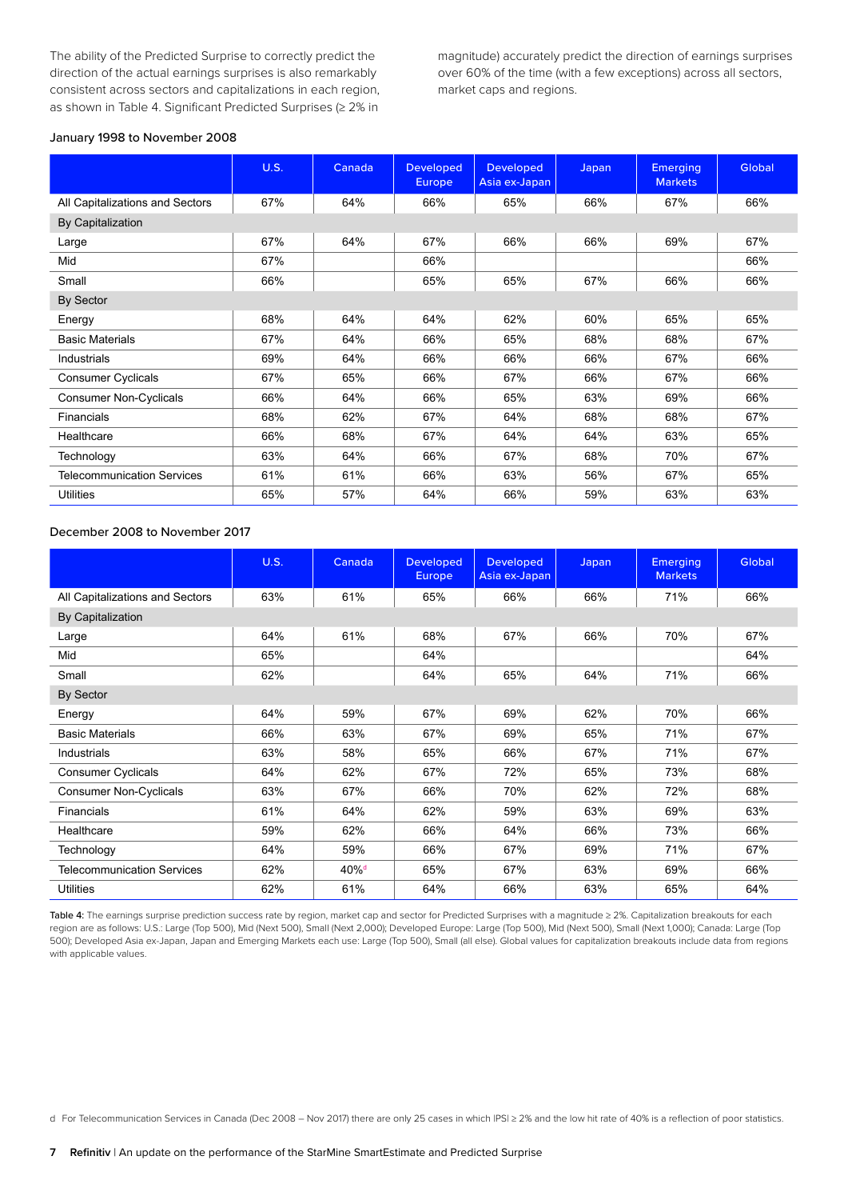The ability of the Predicted Surprise to correctly predict the direction of the actual earnings surprises is also remarkably consistent across sectors and capitalizations in each region, as shown in Table 4. Significant Predicted Surprises (≥ 2% in magnitude) accurately predict the direction of earnings surprises over 60% of the time (with a few exceptions) across all sectors, market caps and regions.

January 1998 to November 2008

| | U.S. | Canada | Developed Europe | Developed Asia ex-Japan | Japan | Emerging Markets | Global |
|---|---|---|---|---|---|---|---|
| All Capitalizations and Sectors | 67% | 64% | 66% | 65% | 66% | 67% | 66% |
| By Capitalization | | | | | | | |
| Large | 67% | 64% | 67% | 66% | 66% | 69% | 67% |
| Mid | 67% | | 66% | | | | 66% |
| Small | 66% | | 65% | 65% | 67% | 66% | 66% |
| By Sector | | | | | | | |
| Energy | 68% | 64% | 64% | 62% | 60% | 65% | 65% |
| Basic Materials | 67% | 64% | 66% | 65% | 68% | 68% | 67% |
| Industrials | 69% | 64% | 66% | 66% | 66% | 67% | 66% |
| Consumer Cyclicals | 67% | 65% | 66% | 67% | 66% | 67% | 66% |
| Consumer Non-Cyclicals | 66% | 64% | 66% | 65% | 63% | 69% | 66% |
| Financials | 68% | 62% | 67% | 64% | 68% | 68% | 67% |
| Healthcare | 66% | 68% | 67% | 64% | 64% | 63% | 65% |
| Technology | 63% | 64% | 66% | 67% | 68% | 70% | 67% |
| Telecommunication Services | 61% | 61% | 66% | 63% | 56% | 67% | 65% |
| Utilities | 65% | 57% | 64% | 66% | 59% | 63% | 63% |

December 2008 to November 2017

| | U.S. | Canada | Developed Europe | Developed Asia ex-Japan | Japan | Emerging Markets | Global |
|---|---|---|---|---|---|---|---|
| All Capitalizations and Sectors | 63% | 61% | 65% | 66% | 66% | 71% | 66% |
| By Capitalization | | | | | | | |
| Large | 64% | 61% | 68% | 67% | 66% | 70% | 67% |
| Mid | 65% | | 64% | | | | 64% |
| Small | 62% | | 64% | 65% | 64% | 71% | 66% |
| By Sector | | | | | | | |
| Energy | 64% | 59% | 67% | 69% | 62% | 70% | 66% |
| Basic Materials | 66% | 63% | 67% | 69% | 65% | 71% | 67% |
| Industrials | 63% | 58% | 65% | 66% | 67% | 71% | 67% |
| Consumer Cyclicals | 64% | 62% | 67% | 72% | 65% | 73% | 68% |
| Consumer Non-Cyclicals | 63% | 67% | 66% | 70% | 62% | 72% | 68% |
| Financials | 61% | 64% | 62% | 59% | 63% | 69% | 63% |
| Healthcare | 59% | 62% | 66% | 64% | 66% | 73% | 66% |
| Technology | 64% | 59% | 66% | 67% | 69% | 71% | 67% |
| Telecommunication Services | 62% | 40%[d] | 65% | 67% | 63% | 69% | 66% |
| Utilities | 62% | 61% | 64% | 66% | 63% | 65% | 64% |

Table 4: The earnings surprise prediction success rate by region, market cap and sector for Predicted Surprises with a magnitude ≥ 2%. Capitalization breakouts for each region are as follows: U.S.: Large (Top 500), Mid (Next 500), Small (Next 2,000); Developed Europe: Large (Top 500), Mid (Next 500), Small (Next 1,000); Canada: Large (Top 500); Developed Asia ex-Japan, Japan and Emerging Markets each use: Large (Top 500), Small (all else). Global values for capitalization breakouts include data from regions with applicable values.

d For Telecommunication Services in Canada (Dec 2008 – Nov 2017) there are only 25 cases in which |PS| ≥ 2% and the low hit rate of 40% is a reflection of poor statistics.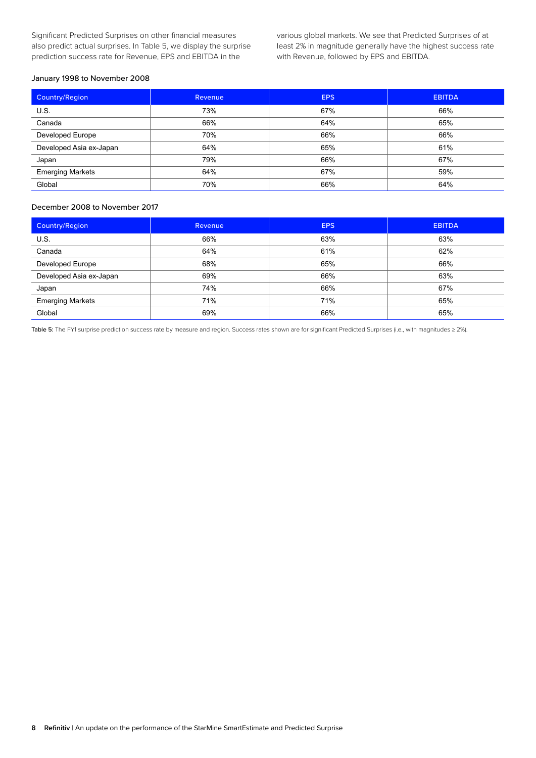Significant Predicted Surprises on other financial measures also predict actual surprises. In Table 5, we display the surprise prediction success rate for Revenue, EPS and EBITDA in the various global markets. We see that Predicted Surprises of at least 2% in magnitude generally have the highest success rate with Revenue, followed by EPS and EBITDA.

January 1998 to November 2008

| Country/Region | Revenue | EPS | EBITDA |
|---|---|---|---|
| U.S. | 73% | 67% | 66% |
| Canada | 66% | 64% | 65% |
| Developed Europe | 70% | 66% | 66% |
| Developed Asia ex-Japan | 64% | 65% | 61% |
| Japan | 79% | 66% | 67% |
| Emerging Markets | 64% | 67% | 59% |
| Global | 70% | 66% | 64% |

December 2008 to November 2017

| Country/Region | Revenue | EPS | EBITDA |
|---|---|---|---|
| U.S. | 66% | 63% | 63% |
| Canada | 64% | 61% | 62% |
| Developed Europe | 68% | 65% | 66% |
| Developed Asia ex-Japan | 69% | 66% | 63% |
| Japan | 74% | 66% | 67% |
| Emerging Markets | 71% | 71% | 65% |
| Global | 69% | 66% | 65% |

**Table 5:** The FY1 surprise prediction success rate by measure and region. Success rates shown are for significant Predicted Surprises (i.e., with magnitudes ≥ 2%).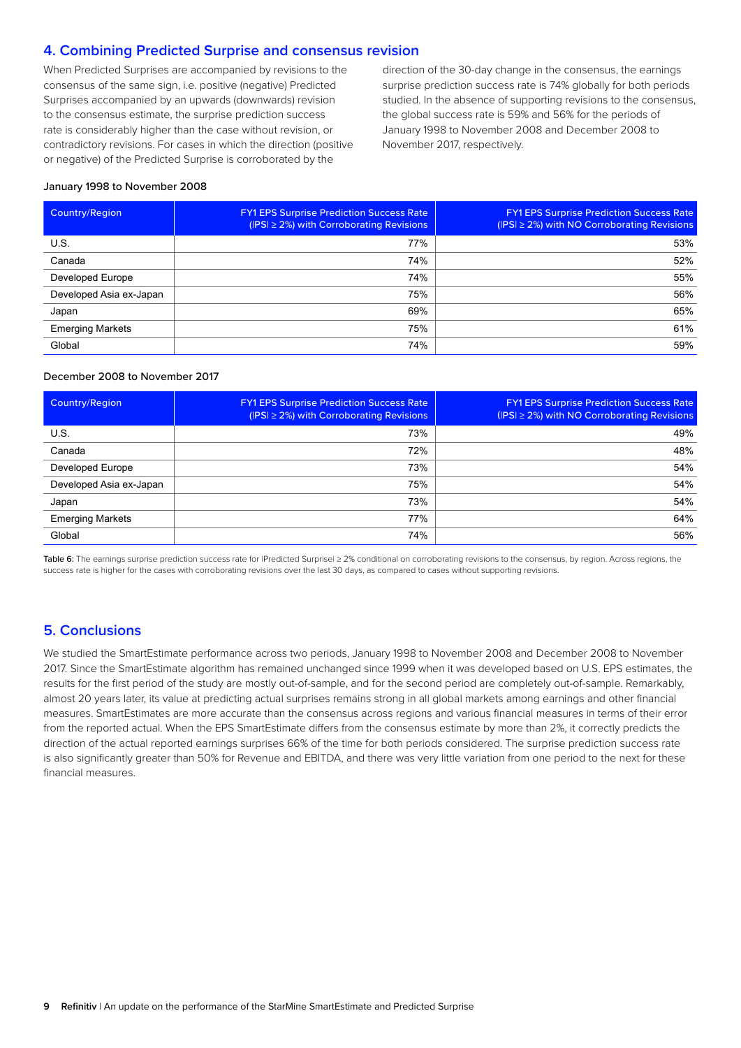## 4. Combining Predicted Surprise and consensus revision

When Predicted Surprises are accompanied by revisions to the consensus of the same sign, i.e. positive (negative) Predicted Surprises accompanied by an upwards (downwards) revision to the consensus estimate, the surprise prediction success rate is considerably higher than the case without revision, or contradictory revisions. For cases in which the direction (positive or negative) of the Predicted Surprise is corroborated by the direction of the 30-day change in the consensus, the earnings surprise prediction success rate is 74% globally for both periods studied. In the absence of supporting revisions to the consensus, the global success rate is 59% and 56% for the periods of January 1998 to November 2008 and December 2008 to November 2017, respectively.

January 1998 to November 2008

| Country/Region | FY1 EPS Surprise Prediction Success Rate (\|PS\| ≥ 2%) with Corroborating Revisions | FY1 EPS Surprise Prediction Success Rate (\|PS\| ≥ 2%) with NO Corroborating Revisions |
|---|---|---|
| U.S. | 77% | 53% |
| Canada | 74% | 52% |
| Developed Europe | 74% | 55% |
| Developed Asia ex-Japan | 75% | 56% |
| Japan | 69% | 65% |
| Emerging Markets | 75% | 61% |
| Global | 74% | 59% |

December 2008 to November 2017

| Country/Region | FY1 EPS Surprise Prediction Success Rate (\|PS\| ≥ 2%) with Corroborating Revisions | FY1 EPS Surprise Prediction Success Rate (\|PS\| ≥ 2%) with NO Corroborating Revisions |
|---|---|---|
| U.S. | 73% | 49% |
| Canada | 72% | 48% |
| Developed Europe | 73% | 54% |
| Developed Asia ex-Japan | 75% | 54% |
| Japan | 73% | 54% |
| Emerging Markets | 77% | 64% |
| Global | 74% | 56% |

Table 6: The earnings surprise prediction success rate for |Predicted Surprise| ≥ 2% conditional on corroborating revisions to the consensus, by region. Across regions, the success rate is higher for the cases with corroborating revisions over the last 30 days, as compared to cases without supporting revisions.

## 5. Conclusions

We studied the SmartEstimate performance across two periods, January 1998 to November 2008 and December 2008 to November 2017. Since the SmartEstimate algorithm has remained unchanged since 1999 when it was developed based on U.S. EPS estimates, the results for the first period of the study are mostly out-of-sample, and for the second period are completely out-of-sample. Remarkably, almost 20 years later, its value at predicting actual surprises remains strong in all global markets among earnings and other financial measures. SmartEstimates are more accurate than the consensus across regions and various financial measures in terms of their error from the reported actual. When the EPS SmartEstimate differs from the consensus estimate by more than 2%, it correctly predicts the direction of the actual reported earnings surprises 66% of the time for both periods considered. The surprise prediction success rate is also significantly greater than 50% for Revenue and EBITDA, and there was very little variation from one period to the next for these financial measures.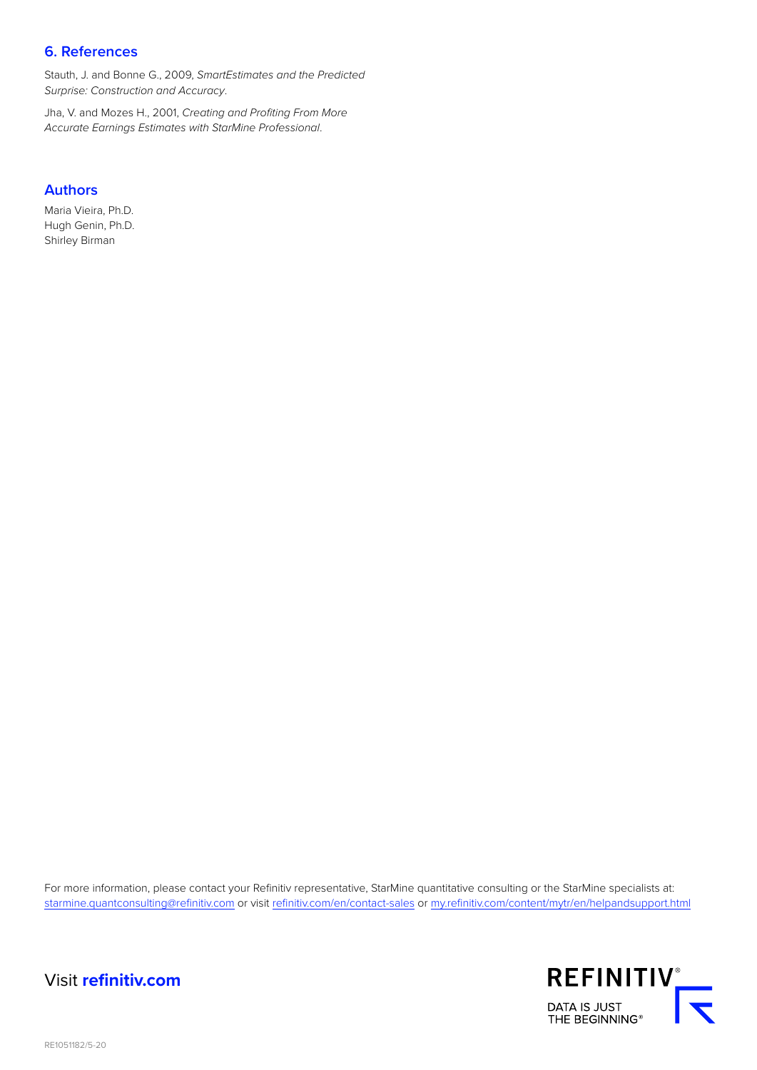## 6. References

Stauth, J. and Bonne G., 2009, *SmartEstimates and the Predicted Surprise: Construction and Accuracy*.

Jha, V. and Mozes H., 2001, *Creating and Profiting From More Accurate Earnings Estimates with StarMine Professional*.

## Authors

Maria Vieira, Ph.D.
Hugh Genin, Ph.D.
Shirley Birman

For more information, please contact your Refinitiv representative, StarMine quantitative consulting or the StarMine specialists at: starmine.quantconsulting@refinitiv.com or visit refinitiv.com/en/contact-sales or my.refinitiv.com/content/mytr/en/helpandsupport.html

Visit **refinitiv.com**

REFINITIV®
DATA IS JUST THE BEGINNING®

RE1051182/5-20